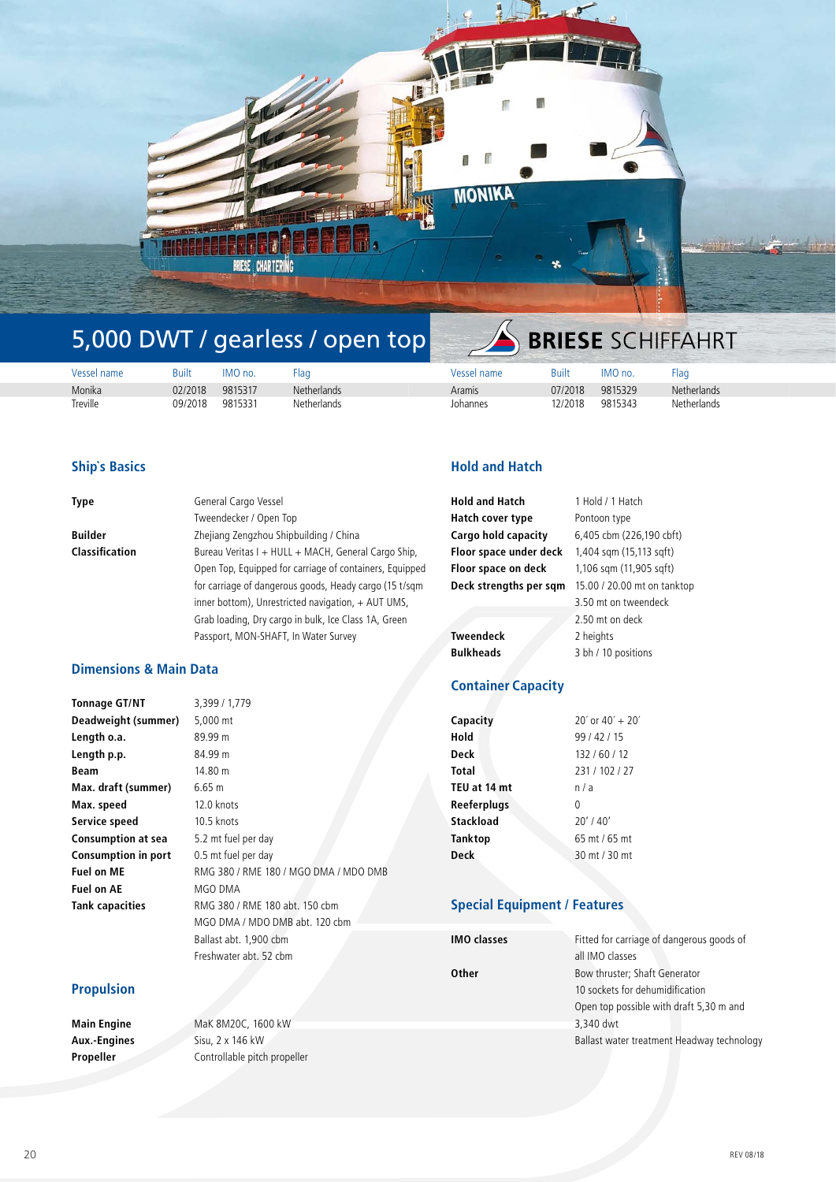# 5,000 DWT / gearless / open top

**BRIESE** SCHIFFAHRT

| Vessel name | Built | IMO no. | Flag | Vessel name | Built | IMO no. | Flag |
|---|---|---|---|---|---|---|---|
| Monika | 02/2018 | 9815317 | Netherlands | Aramis | 07/2018 | 9815329 | Netherlands |
| Treville | 09/2018 | 9815331 | Netherlands | Johannes | 12/2018 | 9815343 | Netherlands |

## Ship`s Basics

| | |
|---|---|
| **Type** | General Cargo Vessel<br>Tweendecker / Open Top |
| **Builder** | Zhejiang Zengzhou Shipbuilding / China |
| **Classification** | Bureau Veritas I + HULL + MACH, General Cargo Ship, Open Top, Equipped for carriage of containers, Equipped for carriage of dangerous goods, Heady cargo (15 t/sqm inner bottom), Unrestricted navigation, + AUT UMS, Grab loading, Dry cargo in bulk, Ice Class 1A, Green Passport, MON-SHAFT, In Water Survey |

## Dimensions & Main Data

| | |
|---|---|
| **Tonnage GT/NT** | 3,399 / 1,779 |
| **Deadweight (summer)** | 5,000 mt |
| **Length o.a.** | 89.99 m |
| **Length p.p.** | 84.99 m |
| **Beam** | 14.80 m |
| **Max. draft (summer)** | 6.65 m |
| **Max. speed** | 12.0 knots |
| **Service speed** | 10.5 knots |
| **Consumption at sea** | 5.2 mt fuel per day |
| **Consumption in port** | 0.5 mt fuel per day |
| **Fuel on ME** | RMG 380 / RME 180 / MGO DMA / MDO DMB |
| **Fuel on AE** | MGO DMA |
| **Tank capacities** | RMG 380 / RME 180 abt. 150 cbm<br>MGO DMA / MDO DMB abt. 120 cbm<br>Ballast abt. 1,900 cbm<br>Freshwater abt. 52 cbm |

## Propulsion

| | |
|---|---|
| **Main Engine** | MaK 8M20C, 1600 kW |
| **Aux.-Engines** | Sisu, 2 x 146 kW |
| **Propeller** | Controllable pitch propeller |

## Hold and Hatch

| | |
|---|---|
| **Hold and Hatch** | 1 Hold / 1 Hatch |
| **Hatch cover type** | Pontoon type |
| **Cargo hold capacity** | 6,405 cbm (226,190 cbft) |
| **Floor space under deck** | 1,404 sqm (15,113 sqft) |
| **Floor space on deck** | 1,106 sqm (11,905 sqft) |
| **Deck strengths per sqm** | 15.00 / 20.00 mt on tanktop<br>3.50 mt on tweendeck<br>2.50 mt on deck |
| **Tweendeck** | 2 heights |
| **Bulkheads** | 3 bh / 10 positions |

## Container Capacity

| | |
|---|---|
| **Capacity** | 20´ or 40´ + 20´ |
| **Hold** | 99 / 42 / 15 |
| **Deck** | 132 / 60 / 12 |
| **Total** | 231 / 102 / 27 |
| **TEU at 14 mt** | n / a |
| **Reeferplugs** | 0 |
| **Stackload** | 20' / 40' |
| **Tanktop** | 65 mt / 65 mt |
| **Deck** | 30 mt / 30 mt |

## Special Equipment / Features

| | |
|---|---|
| **IMO classes** | Fitted for carriage of dangerous goods of all IMO classes |
| **Other** | Bow thruster; Shaft Generator<br>10 sockets for dehumidification<br>Open top possible with draft 5,30 m and 3,340 dwt<br>Ballast water treatment Headway technology |

REV 08/18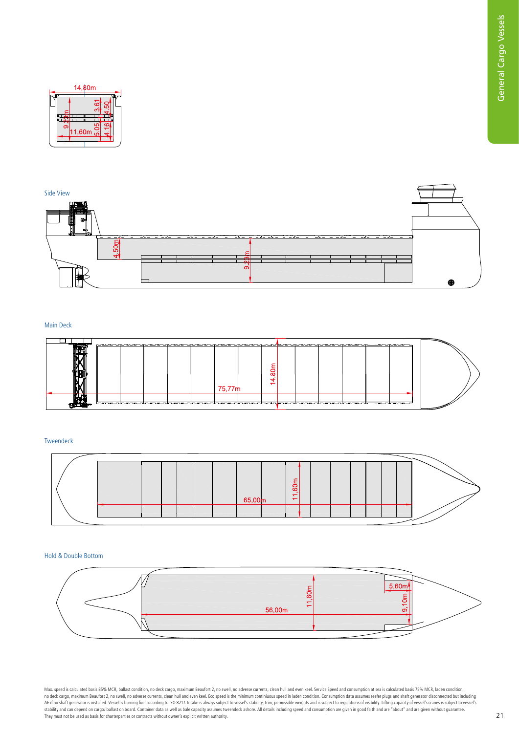Side View

4,50m

9,23m

Main Deck

75,77m

14,80m

Tweendeck

65,00m

11,60m

Hold & Double Bottom

56,00m

11,60m

5,60m

9,10m

14,80m

3,61

4,50

9,23m

11,60m

5,05

4,16

Max. speed is calculated basis 85% MCR, ballast condition, no deck cargo, maximum Beaufort 2, no swell, no adverse currents, clean hull and even keel. Service Speed and consumption at sea is calculated basis 75% MCR, laden condition, no deck cargo, maximum Beaufort 2, no swell, no adverse currents, clean hull and even keel. Eco speed is the minimum continiuous speed in laden condition. Consumption data assumes reefer plugs and shaft generator disconnected but including AE if no shaft generator is installed. Vessel is burning fuel according to ISO 8217. Intake is always subject to vessel's stability, trim, permissible weights and is subject to regulations of visibility. Lifting capacity of vessel's cranes is subject to vessel's stability and can depend on cargo/ ballast on board. Container data as well as bale capacity assumes tweendeck ashore. All details including speed and consumption are given in good faith and are "about" and are given without guarantee. They must not be used as basis for charterparties or contracts without owner's explicit written authority.